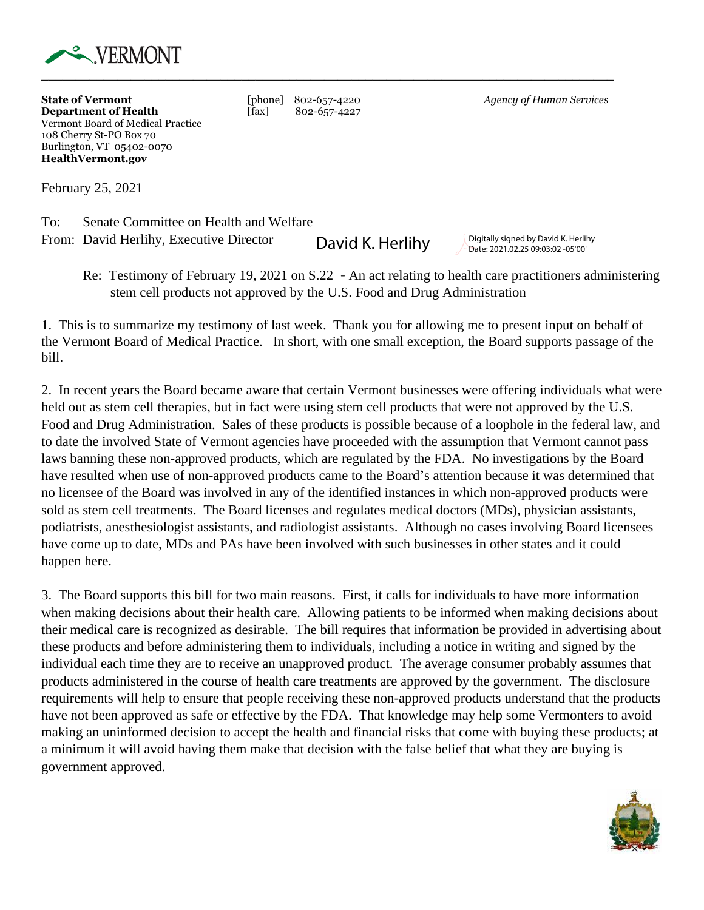VERMONT

**State of Vermont**
**Department of Health**
Vermont Board of Medical Practice
108 Cherry St-PO Box 70
Burlington, VT 05402-0070
**HealthVermont.gov**

[phone] 802-657-4220
[fax] 802-657-4227

*Agency of Human Services*

February 25, 2021

To: Senate Committee on Health and Welfare
From: David Herlihy, Executive Director David K. Herlihy Digitally signed by David K. Herlihy Date: 2021.02.25 09:03:02 -05'00'

Re: Testimony of February 19, 2021 on S.22 - An act relating to health care practitioners administering stem cell products not approved by the U.S. Food and Drug Administration

1. This is to summarize my testimony of last week. Thank you for allowing me to present input on behalf of the Vermont Board of Medical Practice. In short, with one small exception, the Board supports passage of the bill.

2. In recent years the Board became aware that certain Vermont businesses were offering individuals what were held out as stem cell therapies, but in fact were using stem cell products that were not approved by the U.S. Food and Drug Administration. Sales of these products is possible because of a loophole in the federal law, and to date the involved State of Vermont agencies have proceeded with the assumption that Vermont cannot pass laws banning these non-approved products, which are regulated by the FDA. No investigations by the Board have resulted when use of non-approved products came to the Board's attention because it was determined that no licensee of the Board was involved in any of the identified instances in which non-approved products were sold as stem cell treatments. The Board licenses and regulates medical doctors (MDs), physician assistants, podiatrists, anesthesiologist assistants, and radiologist assistants. Although no cases involving Board licensees have come up to date, MDs and PAs have been involved with such businesses in other states and it could happen here.

3. The Board supports this bill for two main reasons. First, it calls for individuals to have more information when making decisions about their health care. Allowing patients to be informed when making decisions about their medical care is recognized as desirable. The bill requires that information be provided in advertising about these products and before administering them to individuals, including a notice in writing and signed by the individual each time they are to receive an unapproved product. The average consumer probably assumes that products administered in the course of health care treatments are approved by the government. The disclosure requirements will help to ensure that people receiving these non-approved products understand that the products have not been approved as safe or effective by the FDA. That knowledge may help some Vermonters to avoid making an uninformed decision to accept the health and financial risks that come with buying these products; at a minimum it will avoid having them make that decision with the false belief that what they are buying is government approved.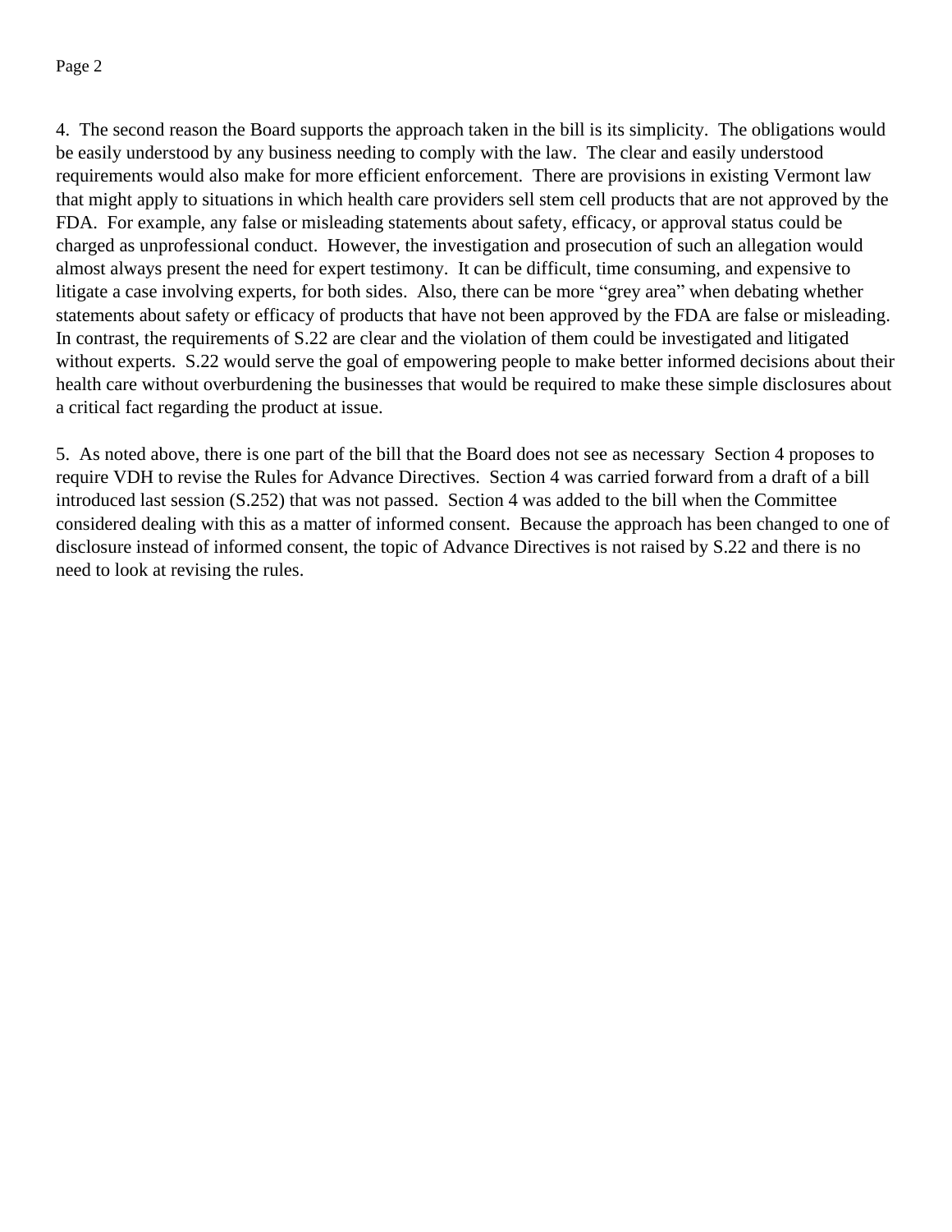4. The second reason the Board supports the approach taken in the bill is its simplicity. The obligations would be easily understood by any business needing to comply with the law. The clear and easily understood requirements would also make for more efficient enforcement. There are provisions in existing Vermont law that might apply to situations in which health care providers sell stem cell products that are not approved by the FDA. For example, any false or misleading statements about safety, efficacy, or approval status could be charged as unprofessional conduct. However, the investigation and prosecution of such an allegation would almost always present the need for expert testimony. It can be difficult, time consuming, and expensive to litigate a case involving experts, for both sides. Also, there can be more "grey area" when debating whether statements about safety or efficacy of products that have not been approved by the FDA are false or misleading. In contrast, the requirements of S.22 are clear and the violation of them could be investigated and litigated without experts. S.22 would serve the goal of empowering people to make better informed decisions about their health care without overburdening the businesses that would be required to make these simple disclosures about a critical fact regarding the product at issue.

5. As noted above, there is one part of the bill that the Board does not see as necessary Section 4 proposes to require VDH to revise the Rules for Advance Directives. Section 4 was carried forward from a draft of a bill introduced last session (S.252) that was not passed. Section 4 was added to the bill when the Committee considered dealing with this as a matter of informed consent. Because the approach has been changed to one of disclosure instead of informed consent, the topic of Advance Directives is not raised by S.22 and there is no need to look at revising the rules.